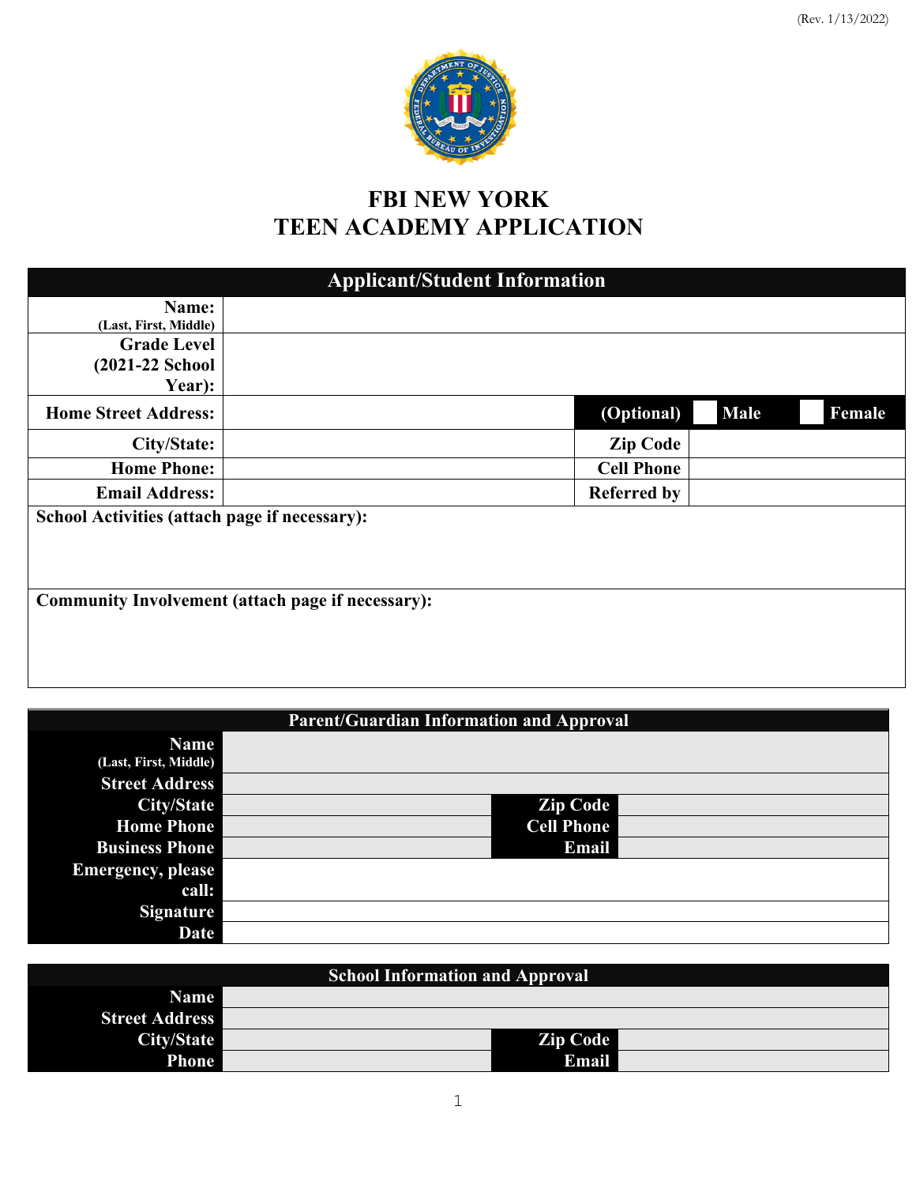(Rev. 1/13/2022)

# FBI NEW YORK
# TEEN ACADEMY APPLICATION

| Applicant/Student Information | | | |
|---|---|---|---|
| **Name:** (Last, First, Middle) | | | |
| **Grade Level (2021-22 School Year):** | | | |
| **Home Street Address:** | | **(Optional)** | ☐ Male ☐ Female |
| **City/State:** | | **Zip Code** | |
| **Home Phone:** | | **Cell Phone** | |
| **Email Address:** | | **Referred by** | |

**School Activities (attach page if necessary):**

**Community Involvement (attach page if necessary):**

| Parent/Guardian Information and Approval | | | |
|---|---|---|---|
| **Name** (Last, First, Middle) | | | |
| **Street Address** | | | |
| **City/State** | | **Zip Code** | |
| **Home Phone** | | **Cell Phone** | |
| **Business Phone** | | **Email** | |
| **Emergency, please call:** | | | |
| **Signature** | | | |
| **Date** | | | |

| School Information and Approval | | | |
|---|---|---|---|
| **Name** | | | |
| **Street Address** | | | |
| **City/State** | | **Zip Code** | |
| **Phone** | | **Email** | |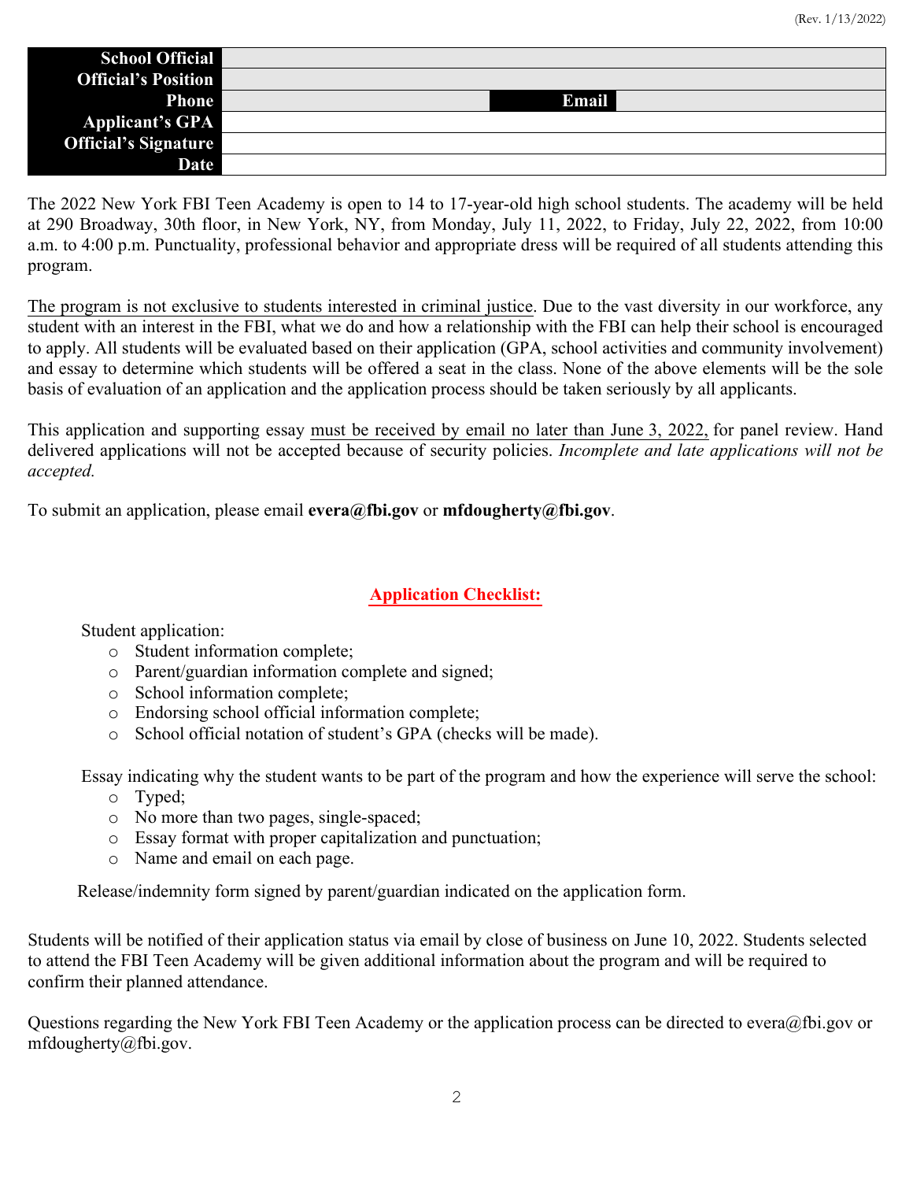| School Official | | | |
|---|---|---|---|
| Official's Position | | | |
| Phone | | Email | |
| Applicant's GPA | | | |
| Official's Signature | | | |
| Date | | | |

The 2022 New York FBI Teen Academy is open to 14 to 17-year-old high school students. The academy will be held at 290 Broadway, 30th floor, in New York, NY, from Monday, July 11, 2022, to Friday, July 22, 2022, from 10:00 a.m. to 4:00 p.m. Punctuality, professional behavior and appropriate dress will be required of all students attending this program.

The program is not exclusive to students interested in criminal justice. Due to the vast diversity in our workforce, any student with an interest in the FBI, what we do and how a relationship with the FBI can help their school is encouraged to apply. All students will be evaluated based on their application (GPA, school activities and community involvement) and essay to determine which students will be offered a seat in the class. None of the above elements will be the sole basis of evaluation of an application and the application process should be taken seriously by all applicants.

This application and supporting essay must be received by email no later than June 3, 2022, for panel review. Hand delivered applications will not be accepted because of security policies. *Incomplete and late applications will not be accepted.*

To submit an application, please email **evera@fbi.gov** or **mfdougherty@fbi.gov**.

## Application Checklist:

Student application:

- Student information complete;
- Parent/guardian information complete and signed;
- School information complete;
- Endorsing school official information complete;
- School official notation of student's GPA (checks will be made).

Essay indicating why the student wants to be part of the program and how the experience will serve the school:

- Typed;
- No more than two pages, single-spaced;
- Essay format with proper capitalization and punctuation;
- Name and email on each page.

Release/indemnity form signed by parent/guardian indicated on the application form.

Students will be notified of their application status via email by close of business on June 10, 2022. Students selected to attend the FBI Teen Academy will be given additional information about the program and will be required to confirm their planned attendance.

Questions regarding the New York FBI Teen Academy or the application process can be directed to evera@fbi.gov or mfdougherty@fbi.gov.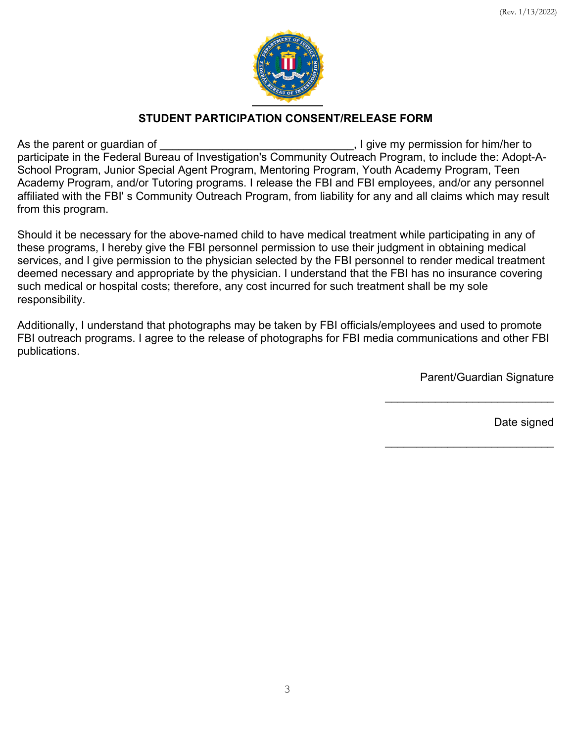## STUDENT PARTICIPATION CONSENT/RELEASE FORM

As the parent or guardian of ________________________________, I give my permission for him/her to participate in the Federal Bureau of Investigation's Community Outreach Program, to include the: Adopt-A-School Program, Junior Special Agent Program, Mentoring Program, Youth Academy Program, Teen Academy Program, and/or Tutoring programs. I release the FBI and FBI employees, and/or any personnel affiliated with the FBI' s Community Outreach Program, from liability for any and all claims which may result from this program.

Should it be necessary for the above-named child to have medical treatment while participating in any of these programs, I hereby give the FBI personnel permission to use their judgment in obtaining medical services, and I give permission to the physician selected by the FBI personnel to render medical treatment deemed necessary and appropriate by the physician. I understand that the FBI has no insurance covering such medical or hospital costs; therefore, any cost incurred for such treatment shall be my sole responsibility.

Additionally, I understand that photographs may be taken by FBI officials/employees and used to promote FBI outreach programs. I agree to the release of photographs for FBI media communications and other FBI publications.

Parent/Guardian Signature

____________________________

Date signed

____________________________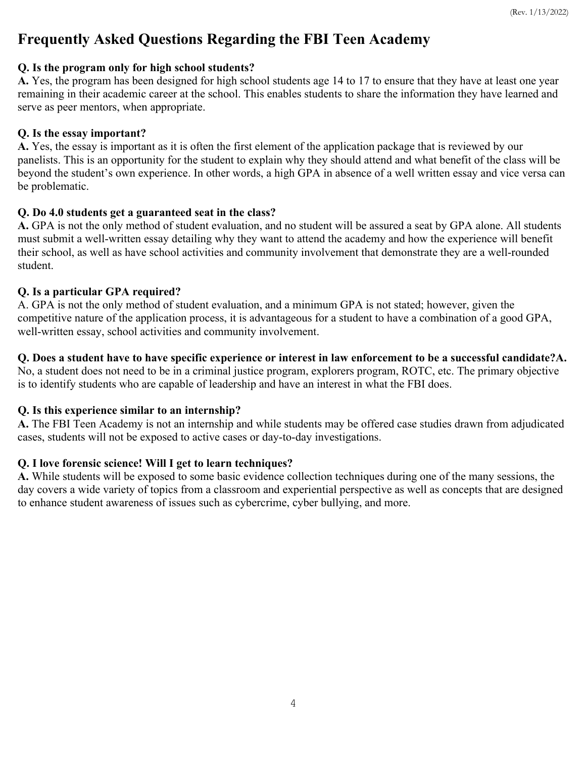# Frequently Asked Questions Regarding the FBI Teen Academy

**Q. Is the program only for high school students?**
**A.** Yes, the program has been designed for high school students age 14 to 17 to ensure that they have at least one year remaining in their academic career at the school. This enables students to share the information they have learned and serve as peer mentors, when appropriate.

**Q. Is the essay important?**
**A.** Yes, the essay is important as it is often the first element of the application package that is reviewed by our panelists. This is an opportunity for the student to explain why they should attend and what benefit of the class will be beyond the student's own experience. In other words, a high GPA in absence of a well written essay and vice versa can be problematic.

**Q. Do 4.0 students get a guaranteed seat in the class?**
**A.** GPA is not the only method of student evaluation, and no student will be assured a seat by GPA alone. All students must submit a well-written essay detailing why they want to attend the academy and how the experience will benefit their school, as well as have school activities and community involvement that demonstrate they are a well-rounded student.

**Q. Is a particular GPA required?**
A. GPA is not the only method of student evaluation, and a minimum GPA is not stated; however, given the competitive nature of the application process, it is advantageous for a student to have a combination of a good GPA, well-written essay, school activities and community involvement.

**Q. Does a student have to have specific experience or interest in law enforcement to be a successful candidate?A.** No, a student does not need to be in a criminal justice program, explorers program, ROTC, etc. The primary objective is to identify students who are capable of leadership and have an interest in what the FBI does.

**Q. Is this experience similar to an internship?**
**A.** The FBI Teen Academy is not an internship and while students may be offered case studies drawn from adjudicated cases, students will not be exposed to active cases or day-to-day investigations.

**Q. I love forensic science! Will I get to learn techniques?**
**A.** While students will be exposed to some basic evidence collection techniques during one of the many sessions, the day covers a wide variety of topics from a classroom and experiential perspective as well as concepts that are designed to enhance student awareness of issues such as cybercrime, cyber bullying, and more.